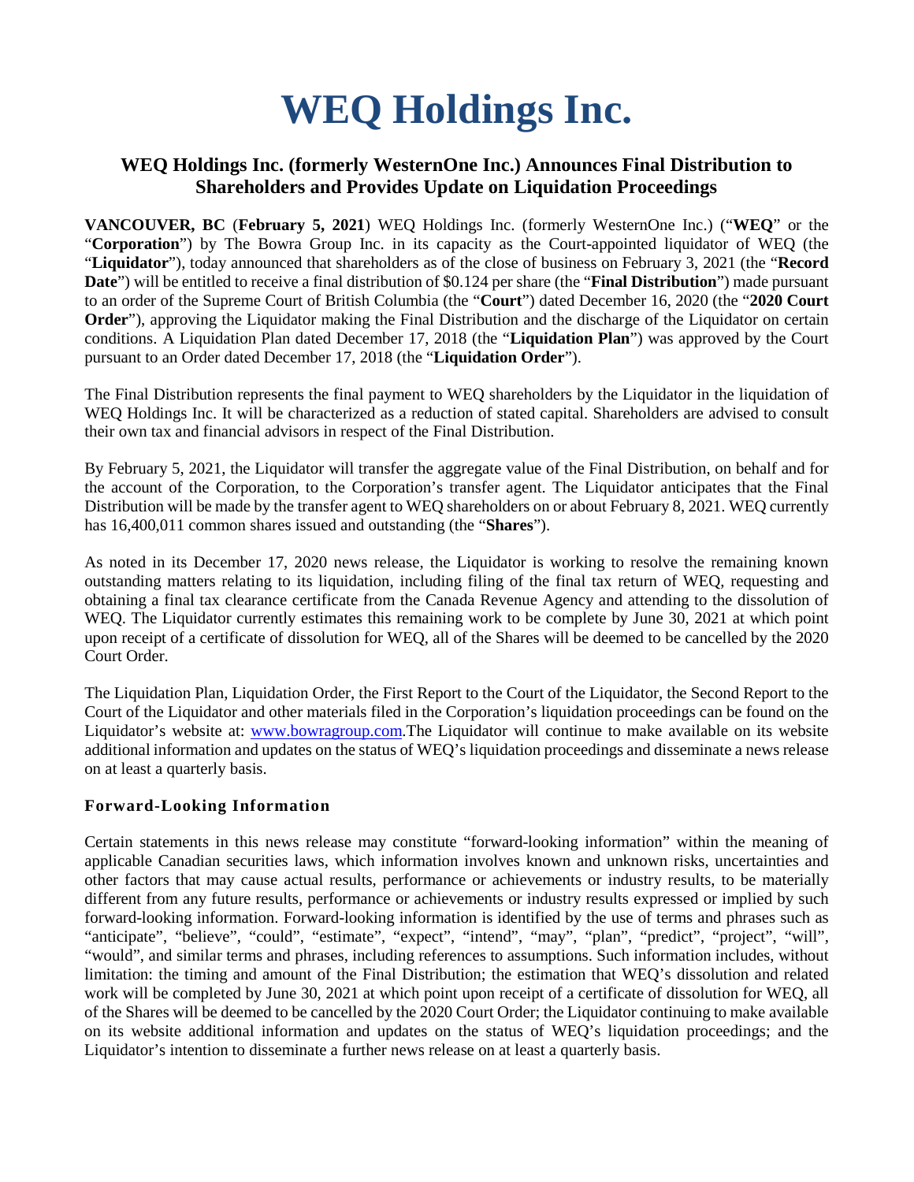# WEQ Holdings Inc.

## WEQ Holdings Inc. (formerly WesternOne Inc.) Announces Final Distribution to Shareholders and Provides Update on Liquidation Proceedings

**VANCOUVER, BC** (**February 5, 2021**) WEQ Holdings Inc. (formerly WesternOne Inc.) ("**WEQ**" or the "**Corporation**") by The Bowra Group Inc. in its capacity as the Court-appointed liquidator of WEQ (the "**Liquidator**"), today announced that shareholders as of the close of business on February 3, 2021 (the "**Record Date**") will be entitled to receive a final distribution of $0.124 per share (the "**Final Distribution**") made pursuant to an order of the Supreme Court of British Columbia (the "**Court**") dated December 16, 2020 (the "**2020 Court Order**"), approving the Liquidator making the Final Distribution and the discharge of the Liquidator on certain conditions. A Liquidation Plan dated December 17, 2018 (the "**Liquidation Plan**") was approved by the Court pursuant to an Order dated December 17, 2018 (the "**Liquidation Order**").

The Final Distribution represents the final payment to WEQ shareholders by the Liquidator in the liquidation of WEQ Holdings Inc. It will be characterized as a reduction of stated capital. Shareholders are advised to consult their own tax and financial advisors in respect of the Final Distribution.

By February 5, 2021, the Liquidator will transfer the aggregate value of the Final Distribution, on behalf and for the account of the Corporation, to the Corporation's transfer agent. The Liquidator anticipates that the Final Distribution will be made by the transfer agent to WEQ shareholders on or about February 8, 2021. WEQ currently has 16,400,011 common shares issued and outstanding (the "**Shares**").

As noted in its December 17, 2020 news release, the Liquidator is working to resolve the remaining known outstanding matters relating to its liquidation, including filing of the final tax return of WEQ, requesting and obtaining a final tax clearance certificate from the Canada Revenue Agency and attending to the dissolution of WEQ. The Liquidator currently estimates this remaining work to be complete by June 30, 2021 at which point upon receipt of a certificate of dissolution for WEQ, all of the Shares will be deemed to be cancelled by the 2020 Court Order.

The Liquidation Plan, Liquidation Order, the First Report to the Court of the Liquidator, the Second Report to the Court of the Liquidator and other materials filed in the Corporation's liquidation proceedings can be found on the Liquidator's website at: www.bowragroup.com.The Liquidator will continue to make available on its website additional information and updates on the status of WEQ's liquidation proceedings and disseminate a news release on at least a quarterly basis.

### Forward-Looking Information

Certain statements in this news release may constitute "forward-looking information" within the meaning of applicable Canadian securities laws, which information involves known and unknown risks, uncertainties and other factors that may cause actual results, performance or achievements or industry results, to be materially different from any future results, performance or achievements or industry results expressed or implied by such forward-looking information. Forward-looking information is identified by the use of terms and phrases such as "anticipate", "believe", "could", "estimate", "expect", "intend", "may", "plan", "predict", "project", "will", "would", and similar terms and phrases, including references to assumptions. Such information includes, without limitation: the timing and amount of the Final Distribution; the estimation that WEQ's dissolution and related work will be completed by June 30, 2021 at which point upon receipt of a certificate of dissolution for WEQ, all of the Shares will be deemed to be cancelled by the 2020 Court Order; the Liquidator continuing to make available on its website additional information and updates on the status of WEQ's liquidation proceedings; and the Liquidator's intention to disseminate a further news release on at least a quarterly basis.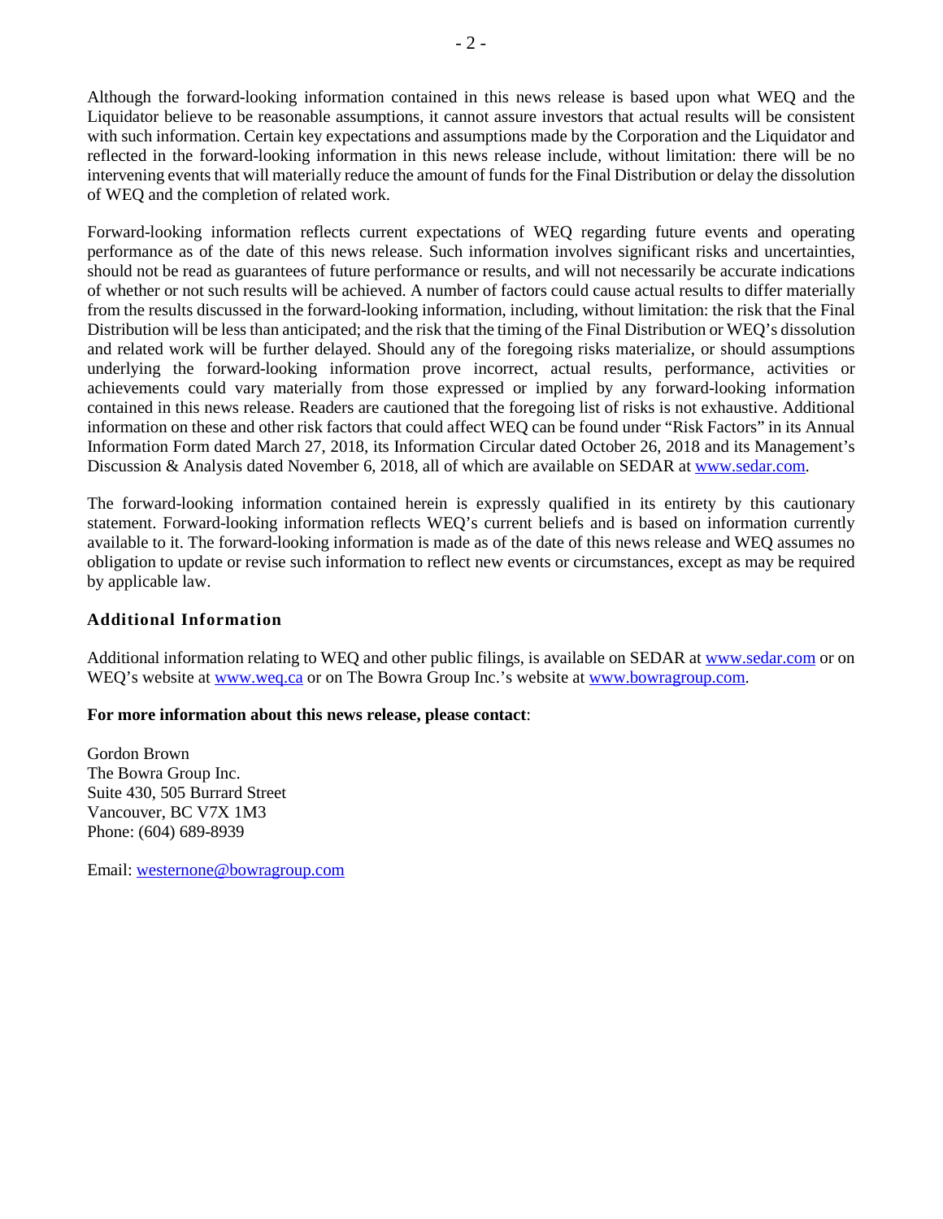Although the forward-looking information contained in this news release is based upon what WEQ and the Liquidator believe to be reasonable assumptions, it cannot assure investors that actual results will be consistent with such information. Certain key expectations and assumptions made by the Corporation and the Liquidator and reflected in the forward-looking information in this news release include, without limitation: there will be no intervening events that will materially reduce the amount of funds for the Final Distribution or delay the dissolution of WEQ and the completion of related work.

Forward-looking information reflects current expectations of WEQ regarding future events and operating performance as of the date of this news release. Such information involves significant risks and uncertainties, should not be read as guarantees of future performance or results, and will not necessarily be accurate indications of whether or not such results will be achieved. A number of factors could cause actual results to differ materially from the results discussed in the forward-looking information, including, without limitation: the risk that the Final Distribution will be less than anticipated; and the risk that the timing of the Final Distribution or WEQ's dissolution and related work will be further delayed. Should any of the foregoing risks materialize, or should assumptions underlying the forward-looking information prove incorrect, actual results, performance, activities or achievements could vary materially from those expressed or implied by any forward-looking information contained in this news release. Readers are cautioned that the foregoing list of risks is not exhaustive. Additional information on these and other risk factors that could affect WEQ can be found under "Risk Factors" in its Annual Information Form dated March 27, 2018, its Information Circular dated October 26, 2018 and its Management's Discussion & Analysis dated November 6, 2018, all of which are available on SEDAR at www.sedar.com.

The forward-looking information contained herein is expressly qualified in its entirety by this cautionary statement. Forward-looking information reflects WEQ's current beliefs and is based on information currently available to it. The forward-looking information is made as of the date of this news release and WEQ assumes no obligation to update or revise such information to reflect new events or circumstances, except as may be required by applicable law.

### Additional Information

Additional information relating to WEQ and other public filings, is available on SEDAR at www.sedar.com or on WEQ's website at www.weq.ca or on The Bowra Group Inc.'s website at www.bowragroup.com.

**For more information about this news release, please contact**:

Gordon Brown
The Bowra Group Inc.
Suite 430, 505 Burrard Street
Vancouver, BC V7X 1M3
Phone: (604) 689-8939

Email: westernone@bowragroup.com